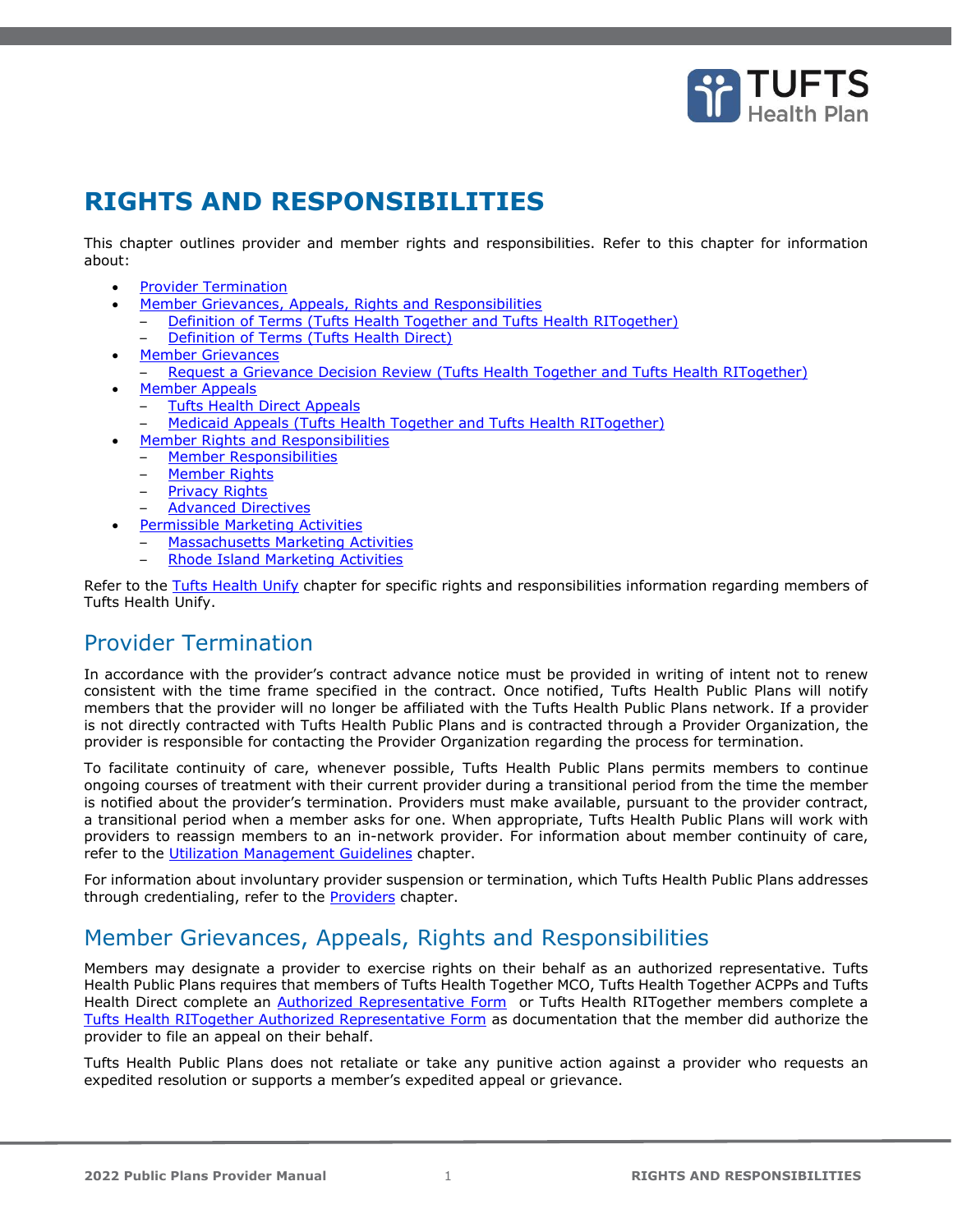# RIGHTS AND RESPONSIBILITIES

This chapter outlines provider and member rights and responsibilities. Refer to this chapter for information about:

- Provider Termination
- Member Grievances, Appeals, Rights and Responsibilities
  - Definition of Terms (Tufts Health Together and Tufts Health RITogether)
  - Definition of Terms (Tufts Health Direct)
- Member Grievances
  - Request a Grievance Decision Review (Tufts Health Together and Tufts Health RITogether)
- Member Appeals
  - Tufts Health Direct Appeals
  - Medicaid Appeals (Tufts Health Together and Tufts Health RITogether)
- Member Rights and Responsibilities
  - Member Responsibilities
  - Member Rights
  - Privacy Rights
  - Advanced Directives
- Permissible Marketing Activities
  - Massachusetts Marketing Activities
  - Rhode Island Marketing Activities

Refer to the Tufts Health Unify chapter for specific rights and responsibilities information regarding members of Tufts Health Unify.

## Provider Termination

In accordance with the provider's contract advance notice must be provided in writing of intent not to renew consistent with the time frame specified in the contract. Once notified, Tufts Health Public Plans will notify members that the provider will no longer be affiliated with the Tufts Health Public Plans network. If a provider is not directly contracted with Tufts Health Public Plans and is contracted through a Provider Organization, the provider is responsible for contacting the Provider Organization regarding the process for termination.

To facilitate continuity of care, whenever possible, Tufts Health Public Plans permits members to continue ongoing courses of treatment with their current provider during a transitional period from the time the member is notified about the provider's termination. Providers must make available, pursuant to the provider contract, a transitional period when a member asks for one. When appropriate, Tufts Health Public Plans will work with providers to reassign members to an in-network provider. For information about member continuity of care, refer to the Utilization Management Guidelines chapter.

For information about involuntary provider suspension or termination, which Tufts Health Public Plans addresses through credentialing, refer to the Providers chapter.

## Member Grievances, Appeals, Rights and Responsibilities

Members may designate a provider to exercise rights on their behalf as an authorized representative. Tufts Health Public Plans requires that members of Tufts Health Together MCO, Tufts Health Together ACPPs and Tufts Health Direct complete an Authorized Representative Form or Tufts Health RITogether members complete a Tufts Health RITogether Authorized Representative Form as documentation that the member did authorize the provider to file an appeal on their behalf.

Tufts Health Public Plans does not retaliate or take any punitive action against a provider who requests an expedited resolution or supports a member's expedited appeal or grievance.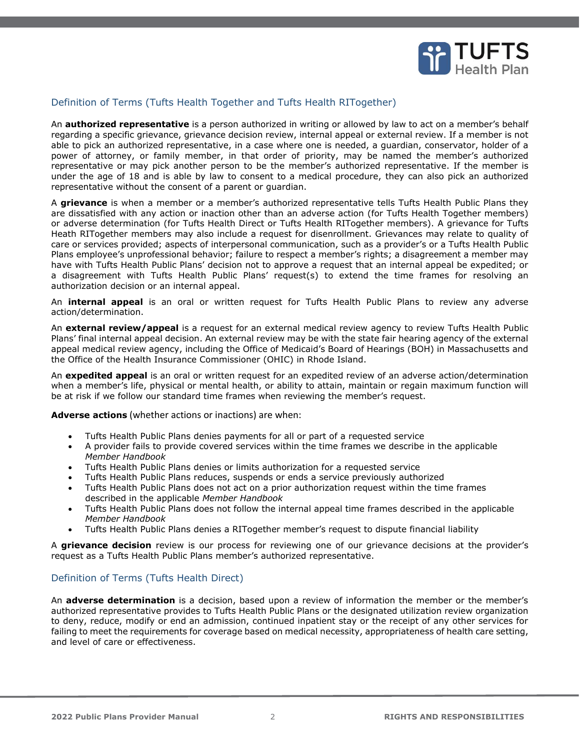## Definition of Terms (Tufts Health Together and Tufts Health RITogether)

An **authorized representative** is a person authorized in writing or allowed by law to act on a member's behalf regarding a specific grievance, grievance decision review, internal appeal or external review. If a member is not able to pick an authorized representative, in a case where one is needed, a guardian, conservator, holder of a power of attorney, or family member, in that order of priority, may be named the member's authorized representative or may pick another person to be the member's authorized representative. If the member is under the age of 18 and is able by law to consent to a medical procedure, they can also pick an authorized representative without the consent of a parent or guardian.

A **grievance** is when a member or a member's authorized representative tells Tufts Health Public Plans they are dissatisfied with any action or inaction other than an adverse action (for Tufts Health Together members) or adverse determination (for Tufts Health Direct or Tufts Health RITogether members). A grievance for Tufts Heath RITogether members may also include a request for disenrollment. Grievances may relate to quality of care or services provided; aspects of interpersonal communication, such as a provider's or a Tufts Health Public Plans employee's unprofessional behavior; failure to respect a member's rights; a disagreement a member may have with Tufts Health Public Plans' decision not to approve a request that an internal appeal be expedited; or a disagreement with Tufts Health Public Plans' request(s) to extend the time frames for resolving an authorization decision or an internal appeal.

An **internal appeal** is an oral or written request for Tufts Health Public Plans to review any adverse action/determination.

An **external review/appeal** is a request for an external medical review agency to review Tufts Health Public Plans' final internal appeal decision. An external review may be with the state fair hearing agency of the external appeal medical review agency, including the Office of Medicaid's Board of Hearings (BOH) in Massachusetts and the Office of the Health Insurance Commissioner (OHIC) in Rhode Island.

An **expedited appeal** is an oral or written request for an expedited review of an adverse action/determination when a member's life, physical or mental health, or ability to attain, maintain or regain maximum function will be at risk if we follow our standard time frames when reviewing the member's request.

**Adverse actions** (whether actions or inactions) are when:

- Tufts Health Public Plans denies payments for all or part of a requested service
- A provider fails to provide covered services within the time frames we describe in the applicable *Member Handbook*
- Tufts Health Public Plans denies or limits authorization for a requested service
- Tufts Health Public Plans reduces, suspends or ends a service previously authorized
- Tufts Health Public Plans does not act on a prior authorization request within the time frames described in the applicable *Member Handbook*
- Tufts Health Public Plans does not follow the internal appeal time frames described in the applicable *Member Handbook*
- Tufts Health Public Plans denies a RITogether member's request to dispute financial liability

A **grievance decision** review is our process for reviewing one of our grievance decisions at the provider's request as a Tufts Health Public Plans member's authorized representative.

## Definition of Terms (Tufts Health Direct)

An **adverse determination** is a decision, based upon a review of information the member or the member's authorized representative provides to Tufts Health Public Plans or the designated utilization review organization to deny, reduce, modify or end an admission, continued inpatient stay or the receipt of any other services for failing to meet the requirements for coverage based on medical necessity, appropriateness of health care setting, and level of care or effectiveness.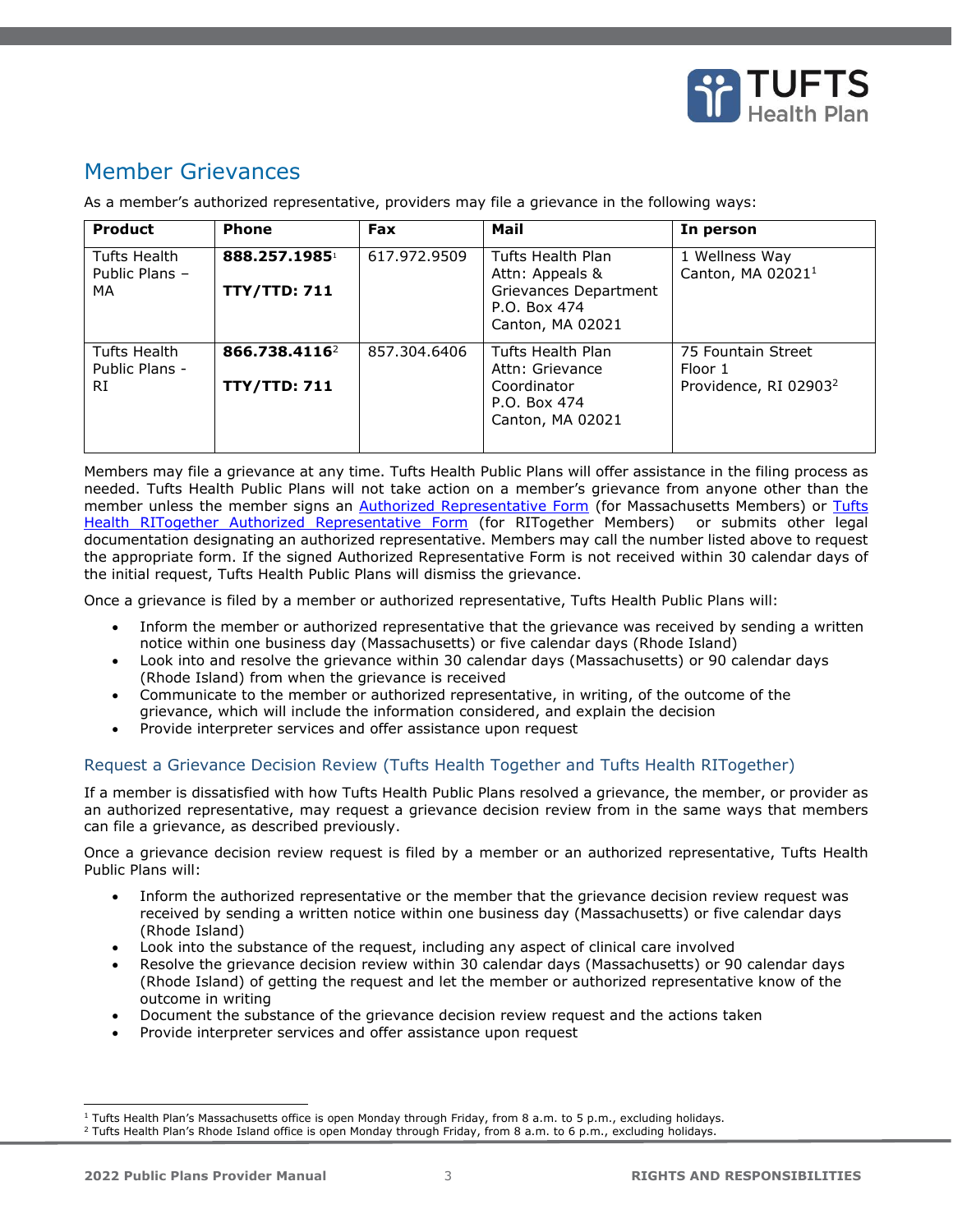# Member Grievances

As a member's authorized representative, providers may file a grievance in the following ways:

| Product | Phone | Fax | Mail | In person |
|---|---|---|---|---|
| Tufts Health Public Plans – MA | **888.257.1985**[1]<br><br>**TTY/TTD: 711** | 617.972.9509 | Tufts Health Plan<br>Attn: Appeals & Grievances Department<br>P.O. Box 474<br>Canton, MA 02021 | 1 Wellness Way<br>Canton, MA 02021[1] |
| Tufts Health Public Plans - RI | **866.738.4116**[2]<br><br>**TTY/TTD: 711** | 857.304.6406 | Tufts Health Plan<br>Attn: Grievance Coordinator<br>P.O. Box 474<br>Canton, MA 02021 | 75 Fountain Street<br>Floor 1<br>Providence, RI 02903[2] |

Members may file a grievance at any time. Tufts Health Public Plans will offer assistance in the filing process as needed. Tufts Health Public Plans will not take action on a member's grievance from anyone other than the member unless the member signs an Authorized Representative Form (for Massachusetts Members) or Tufts Health RITogether Authorized Representative Form (for RITogether Members) or submits other legal documentation designating an authorized representative. Members may call the number listed above to request the appropriate form. If the signed Authorized Representative Form is not received within 30 calendar days of the initial request, Tufts Health Public Plans will dismiss the grievance.

Once a grievance is filed by a member or authorized representative, Tufts Health Public Plans will:

- Inform the member or authorized representative that the grievance was received by sending a written notice within one business day (Massachusetts) or five calendar days (Rhode Island)
- Look into and resolve the grievance within 30 calendar days (Massachusetts) or 90 calendar days (Rhode Island) from when the grievance is received
- Communicate to the member or authorized representative, in writing, of the outcome of the grievance, which will include the information considered, and explain the decision
- Provide interpreter services and offer assistance upon request

## Request a Grievance Decision Review (Tufts Health Together and Tufts Health RITogether)

If a member is dissatisfied with how Tufts Health Public Plans resolved a grievance, the member, or provider as an authorized representative, may request a grievance decision review from in the same ways that members can file a grievance, as described previously.

Once a grievance decision review request is filed by a member or an authorized representative, Tufts Health Public Plans will:

- Inform the authorized representative or the member that the grievance decision review request was received by sending a written notice within one business day (Massachusetts) or five calendar days (Rhode Island)
- Look into the substance of the request, including any aspect of clinical care involved
- Resolve the grievance decision review within 30 calendar days (Massachusetts) or 90 calendar days (Rhode Island) of getting the request and let the member or authorized representative know of the outcome in writing
- Document the substance of the grievance decision review request and the actions taken
- Provide interpreter services and offer assistance upon request

---

[1] Tufts Health Plan's Massachusetts office is open Monday through Friday, from 8 a.m. to 5 p.m., excluding holidays.
[2] Tufts Health Plan's Rhode Island office is open Monday through Friday, from 8 a.m. to 6 p.m., excluding holidays.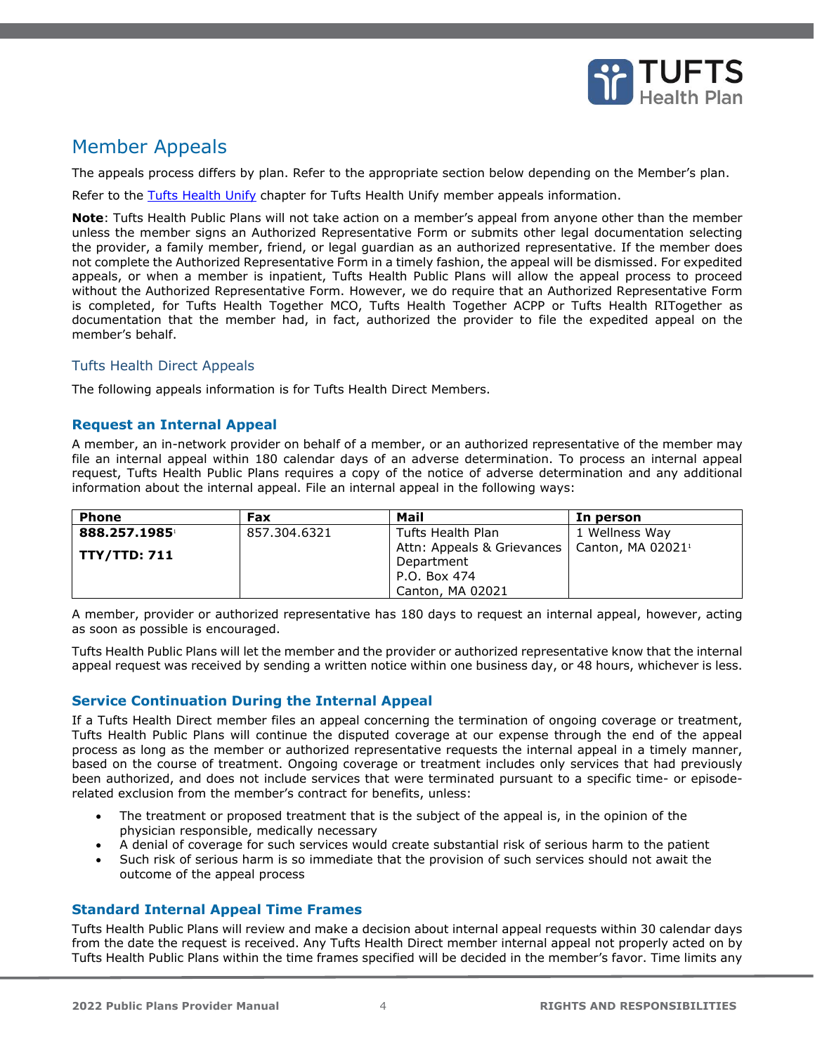# Member Appeals

The appeals process differs by plan. Refer to the appropriate section below depending on the Member's plan.

Refer to the Tufts Health Unify chapter for Tufts Health Unify member appeals information.

**Note**: Tufts Health Public Plans will not take action on a member's appeal from anyone other than the member unless the member signs an Authorized Representative Form or submits other legal documentation selecting the provider, a family member, friend, or legal guardian as an authorized representative. If the member does not complete the Authorized Representative Form in a timely fashion, the appeal will be dismissed. For expedited appeals, or when a member is inpatient, Tufts Health Public Plans will allow the appeal process to proceed without the Authorized Representative Form. However, we do require that an Authorized Representative Form is completed, for Tufts Health Together MCO, Tufts Health Together ACPP or Tufts Health RITogether as documentation that the member had, in fact, authorized the provider to file the expedited appeal on the member's behalf.

## Tufts Health Direct Appeals

The following appeals information is for Tufts Health Direct Members.

### Request an Internal Appeal

A member, an in-network provider on behalf of a member, or an authorized representative of the member may file an internal appeal within 180 calendar days of an adverse determination. To process an internal appeal request, Tufts Health Public Plans requires a copy of the notice of adverse determination and any additional information about the internal appeal. File an internal appeal in the following ways:

| Phone | Fax | Mail | In person |
|---|---|---|---|
| **888.257.1985**[1]<br>**TTY/TTD: 711** | 857.304.6321 | Tufts Health Plan<br>Attn: Appeals & Grievances Department<br>P.O. Box 474<br>Canton, MA 02021 | 1 Wellness Way<br>Canton, MA 02021[1] |

A member, provider or authorized representative has 180 days to request an internal appeal, however, acting as soon as possible is encouraged.

Tufts Health Public Plans will let the member and the provider or authorized representative know that the internal appeal request was received by sending a written notice within one business day, or 48 hours, whichever is less.

### Service Continuation During the Internal Appeal

If a Tufts Health Direct member files an appeal concerning the termination of ongoing coverage or treatment, Tufts Health Public Plans will continue the disputed coverage at our expense through the end of the appeal process as long as the member or authorized representative requests the internal appeal in a timely manner, based on the course of treatment. Ongoing coverage or treatment includes only services that had previously been authorized, and does not include services that were terminated pursuant to a specific time- or episode-related exclusion from the member's contract for benefits, unless:

- The treatment or proposed treatment that is the subject of the appeal is, in the opinion of the physician responsible, medically necessary
- A denial of coverage for such services would create substantial risk of serious harm to the patient
- Such risk of serious harm is so immediate that the provision of such services should not await the outcome of the appeal process

### Standard Internal Appeal Time Frames

Tufts Health Public Plans will review and make a decision about internal appeal requests within 30 calendar days from the date the request is received. Any Tufts Health Direct member internal appeal not properly acted on by Tufts Health Public Plans within the time frames specified will be decided in the member's favor. Time limits any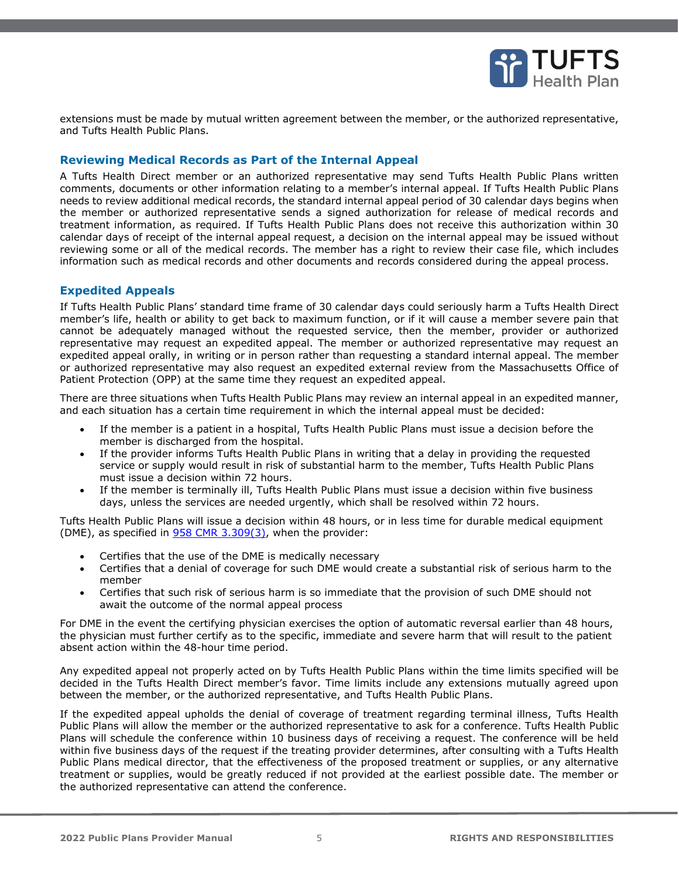extensions must be made by mutual written agreement between the member, or the authorized representative, and Tufts Health Public Plans.

### Reviewing Medical Records as Part of the Internal Appeal

A Tufts Health Direct member or an authorized representative may send Tufts Health Public Plans written comments, documents or other information relating to a member's internal appeal. If Tufts Health Public Plans needs to review additional medical records, the standard internal appeal period of 30 calendar days begins when the member or authorized representative sends a signed authorization for release of medical records and treatment information, as required. If Tufts Health Public Plans does not receive this authorization within 30 calendar days of receipt of the internal appeal request, a decision on the internal appeal may be issued without reviewing some or all of the medical records. The member has a right to review their case file, which includes information such as medical records and other documents and records considered during the appeal process.

### Expedited Appeals

If Tufts Health Public Plans' standard time frame of 30 calendar days could seriously harm a Tufts Health Direct member's life, health or ability to get back to maximum function, or if it will cause a member severe pain that cannot be adequately managed without the requested service, then the member, provider or authorized representative may request an expedited appeal. The member or authorized representative may request an expedited appeal orally, in writing or in person rather than requesting a standard internal appeal. The member or authorized representative may also request an expedited external review from the Massachusetts Office of Patient Protection (OPP) at the same time they request an expedited appeal.

There are three situations when Tufts Health Public Plans may review an internal appeal in an expedited manner, and each situation has a certain time requirement in which the internal appeal must be decided:

- If the member is a patient in a hospital, Tufts Health Public Plans must issue a decision before the member is discharged from the hospital.
- If the provider informs Tufts Health Public Plans in writing that a delay in providing the requested service or supply would result in risk of substantial harm to the member, Tufts Health Public Plans must issue a decision within 72 hours.
- If the member is terminally ill, Tufts Health Public Plans must issue a decision within five business days, unless the services are needed urgently, which shall be resolved within 72 hours.

Tufts Health Public Plans will issue a decision within 48 hours, or in less time for durable medical equipment (DME), as specified in 958 CMR 3.309(3), when the provider:

- Certifies that the use of the DME is medically necessary
- Certifies that a denial of coverage for such DME would create a substantial risk of serious harm to the member
- Certifies that such risk of serious harm is so immediate that the provision of such DME should not await the outcome of the normal appeal process

For DME in the event the certifying physician exercises the option of automatic reversal earlier than 48 hours, the physician must further certify as to the specific, immediate and severe harm that will result to the patient absent action within the 48-hour time period.

Any expedited appeal not properly acted on by Tufts Health Public Plans within the time limits specified will be decided in the Tufts Health Direct member's favor. Time limits include any extensions mutually agreed upon between the member, or the authorized representative, and Tufts Health Public Plans.

If the expedited appeal upholds the denial of coverage of treatment regarding terminal illness, Tufts Health Public Plans will allow the member or the authorized representative to ask for a conference. Tufts Health Public Plans will schedule the conference within 10 business days of receiving a request. The conference will be held within five business days of the request if the treating provider determines, after consulting with a Tufts Health Public Plans medical director, that the effectiveness of the proposed treatment or supplies, or any alternative treatment or supplies, would be greatly reduced if not provided at the earliest possible date. The member or the authorized representative can attend the conference.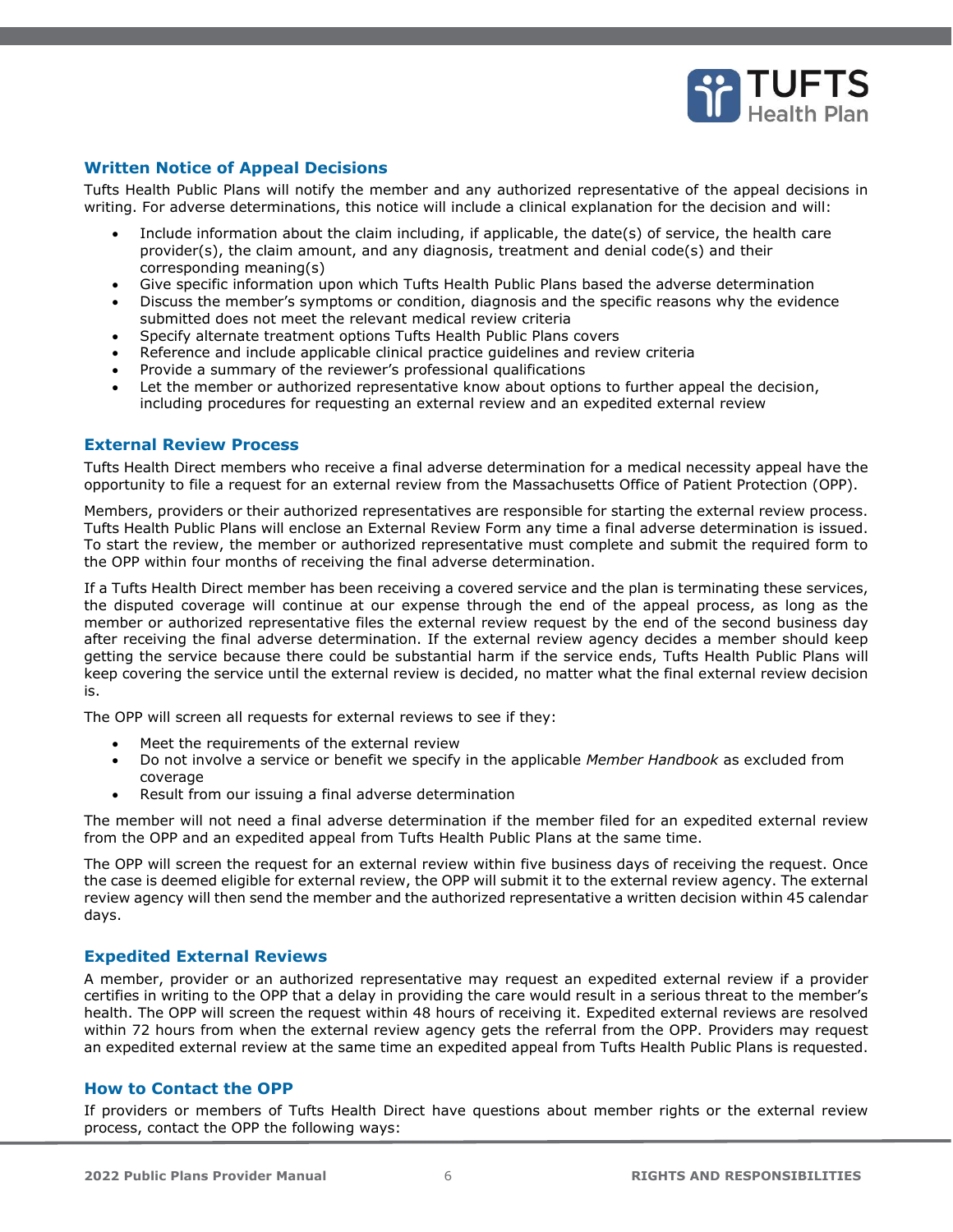## Written Notice of Appeal Decisions

Tufts Health Public Plans will notify the member and any authorized representative of the appeal decisions in writing. For adverse determinations, this notice will include a clinical explanation for the decision and will:

- Include information about the claim including, if applicable, the date(s) of service, the health care provider(s), the claim amount, and any diagnosis, treatment and denial code(s) and their corresponding meaning(s)
- Give specific information upon which Tufts Health Public Plans based the adverse determination
- Discuss the member's symptoms or condition, diagnosis and the specific reasons why the evidence submitted does not meet the relevant medical review criteria
- Specify alternate treatment options Tufts Health Public Plans covers
- Reference and include applicable clinical practice guidelines and review criteria
- Provide a summary of the reviewer's professional qualifications
- Let the member or authorized representative know about options to further appeal the decision, including procedures for requesting an external review and an expedited external review

## External Review Process

Tufts Health Direct members who receive a final adverse determination for a medical necessity appeal have the opportunity to file a request for an external review from the Massachusetts Office of Patient Protection (OPP).

Members, providers or their authorized representatives are responsible for starting the external review process. Tufts Health Public Plans will enclose an External Review Form any time a final adverse determination is issued. To start the review, the member or authorized representative must complete and submit the required form to the OPP within four months of receiving the final adverse determination.

If a Tufts Health Direct member has been receiving a covered service and the plan is terminating these services, the disputed coverage will continue at our expense through the end of the appeal process, as long as the member or authorized representative files the external review request by the end of the second business day after receiving the final adverse determination. If the external review agency decides a member should keep getting the service because there could be substantial harm if the service ends, Tufts Health Public Plans will keep covering the service until the external review is decided, no matter what the final external review decision is.

The OPP will screen all requests for external reviews to see if they:

- Meet the requirements of the external review
- Do not involve a service or benefit we specify in the applicable *Member Handbook* as excluded from coverage
- Result from our issuing a final adverse determination

The member will not need a final adverse determination if the member filed for an expedited external review from the OPP and an expedited appeal from Tufts Health Public Plans at the same time.

The OPP will screen the request for an external review within five business days of receiving the request. Once the case is deemed eligible for external review, the OPP will submit it to the external review agency. The external review agency will then send the member and the authorized representative a written decision within 45 calendar days.

## Expedited External Reviews

A member, provider or an authorized representative may request an expedited external review if a provider certifies in writing to the OPP that a delay in providing the care would result in a serious threat to the member's health. The OPP will screen the request within 48 hours of receiving it. Expedited external reviews are resolved within 72 hours from when the external review agency gets the referral from the OPP. Providers may request an expedited external review at the same time an expedited appeal from Tufts Health Public Plans is requested.

## How to Contact the OPP

If providers or members of Tufts Health Direct have questions about member rights or the external review process, contact the OPP the following ways: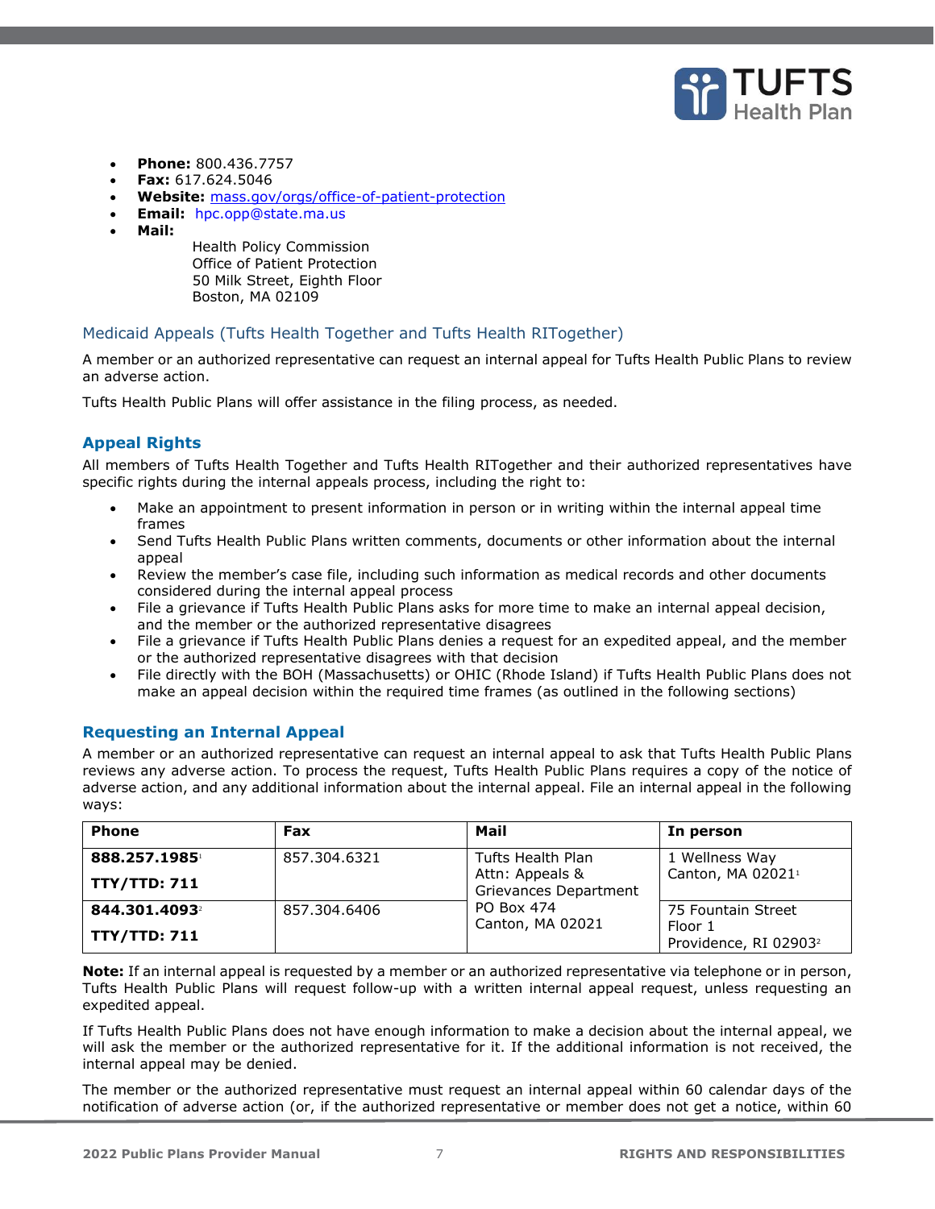- **Phone:** 800.436.7757
- **Fax:** 617.624.5046
- **Website:** mass.gov/orgs/office-of-patient-protection
- **Email:** hpc.opp@state.ma.us
- **Mail:**

  Health Policy Commission
  Office of Patient Protection
  50 Milk Street, Eighth Floor
  Boston, MA 02109

## Medicaid Appeals (Tufts Health Together and Tufts Health RITogether)

A member or an authorized representative can request an internal appeal for Tufts Health Public Plans to review an adverse action.

Tufts Health Public Plans will offer assistance in the filing process, as needed.

### Appeal Rights

All members of Tufts Health Together and Tufts Health RITogether and their authorized representatives have specific rights during the internal appeals process, including the right to:

- Make an appointment to present information in person or in writing within the internal appeal time frames
- Send Tufts Health Public Plans written comments, documents or other information about the internal appeal
- Review the member's case file, including such information as medical records and other documents considered during the internal appeal process
- File a grievance if Tufts Health Public Plans asks for more time to make an internal appeal decision, and the member or the authorized representative disagrees
- File a grievance if Tufts Health Public Plans denies a request for an expedited appeal, and the member or the authorized representative disagrees with that decision
- File directly with the BOH (Massachusetts) or OHIC (Rhode Island) if Tufts Health Public Plans does not make an appeal decision within the required time frames (as outlined in the following sections)

### Requesting an Internal Appeal

A member or an authorized representative can request an internal appeal to ask that Tufts Health Public Plans reviews any adverse action. To process the request, Tufts Health Public Plans requires a copy of the notice of adverse action, and any additional information about the internal appeal. File an internal appeal in the following ways:

| Phone | Fax | Mail | In person |
|---|---|---|---|
| **888.257.1985**[1] **TTY/TTD: 711** | 857.304.6321 | Tufts Health Plan Attn: Appeals & Grievances Department PO Box 474 Canton, MA 02021 | 1 Wellness Way Canton, MA 02021[1] |
| **844.301.4093**[2] **TTY/TTD: 711** | 857.304.6406 | | 75 Fountain Street Floor 1 Providence, RI 02903[2] |

**Note:** If an internal appeal is requested by a member or an authorized representative via telephone or in person, Tufts Health Public Plans will request follow-up with a written internal appeal request, unless requesting an expedited appeal.

If Tufts Health Public Plans does not have enough information to make a decision about the internal appeal, we will ask the member or the authorized representative for it. If the additional information is not received, the internal appeal may be denied.

The member or the authorized representative must request an internal appeal within 60 calendar days of the notification of adverse action (or, if the authorized representative or member does not get a notice, within 60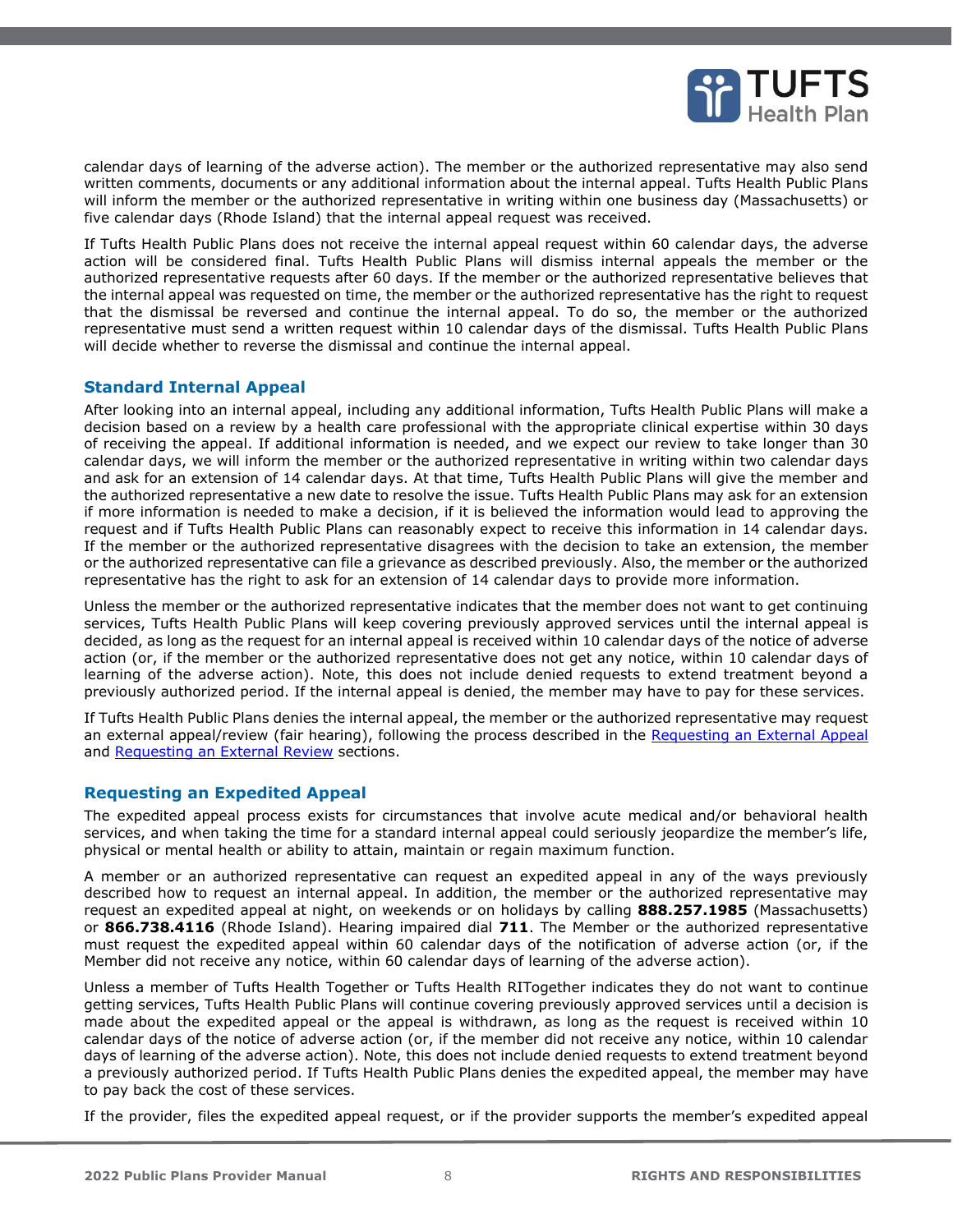calendar days of learning of the adverse action). The member or the authorized representative may also send written comments, documents or any additional information about the internal appeal. Tufts Health Public Plans will inform the member or the authorized representative in writing within one business day (Massachusetts) or five calendar days (Rhode Island) that the internal appeal request was received.

If Tufts Health Public Plans does not receive the internal appeal request within 60 calendar days, the adverse action will be considered final. Tufts Health Public Plans will dismiss internal appeals the member or the authorized representative requests after 60 days. If the member or the authorized representative believes that the internal appeal was requested on time, the member or the authorized representative has the right to request that the dismissal be reversed and continue the internal appeal. To do so, the member or the authorized representative must send a written request within 10 calendar days of the dismissal. Tufts Health Public Plans will decide whether to reverse the dismissal and continue the internal appeal.

### Standard Internal Appeal

After looking into an internal appeal, including any additional information, Tufts Health Public Plans will make a decision based on a review by a health care professional with the appropriate clinical expertise within 30 days of receiving the appeal. If additional information is needed, and we expect our review to take longer than 30 calendar days, we will inform the member or the authorized representative in writing within two calendar days and ask for an extension of 14 calendar days. At that time, Tufts Health Public Plans will give the member and the authorized representative a new date to resolve the issue. Tufts Health Public Plans may ask for an extension if more information is needed to make a decision, if it is believed the information would lead to approving the request and if Tufts Health Public Plans can reasonably expect to receive this information in 14 calendar days. If the member or the authorized representative disagrees with the decision to take an extension, the member or the authorized representative can file a grievance as described previously. Also, the member or the authorized representative has the right to ask for an extension of 14 calendar days to provide more information.

Unless the member or the authorized representative indicates that the member does not want to get continuing services, Tufts Health Public Plans will keep covering previously approved services until the internal appeal is decided, as long as the request for an internal appeal is received within 10 calendar days of the notice of adverse action (or, if the member or the authorized representative does not get any notice, within 10 calendar days of learning of the adverse action). Note, this does not include denied requests to extend treatment beyond a previously authorized period. If the internal appeal is denied, the member may have to pay for these services.

If Tufts Health Public Plans denies the internal appeal, the member or the authorized representative may request an external appeal/review (fair hearing), following the process described in the Requesting an External Appeal and Requesting an External Review sections.

### Requesting an Expedited Appeal

The expedited appeal process exists for circumstances that involve acute medical and/or behavioral health services, and when taking the time for a standard internal appeal could seriously jeopardize the member's life, physical or mental health or ability to attain, maintain or regain maximum function.

A member or an authorized representative can request an expedited appeal in any of the ways previously described how to request an internal appeal. In addition, the member or the authorized representative may request an expedited appeal at night, on weekends or on holidays by calling **888.257.1985** (Massachusetts) or **866.738.4116** (Rhode Island). Hearing impaired dial **711**. The Member or the authorized representative must request the expedited appeal within 60 calendar days of the notification of adverse action (or, if the Member did not receive any notice, within 60 calendar days of learning of the adverse action).

Unless a member of Tufts Health Together or Tufts Health RITogether indicates they do not want to continue getting services, Tufts Health Public Plans will continue covering previously approved services until a decision is made about the expedited appeal or the appeal is withdrawn, as long as the request is received within 10 calendar days of the notice of adverse action (or, if the member did not receive any notice, within 10 calendar days of learning of the adverse action). Note, this does not include denied requests to extend treatment beyond a previously authorized period. If Tufts Health Public Plans denies the expedited appeal, the member may have to pay back the cost of these services.

If the provider, files the expedited appeal request, or if the provider supports the member's expedited appeal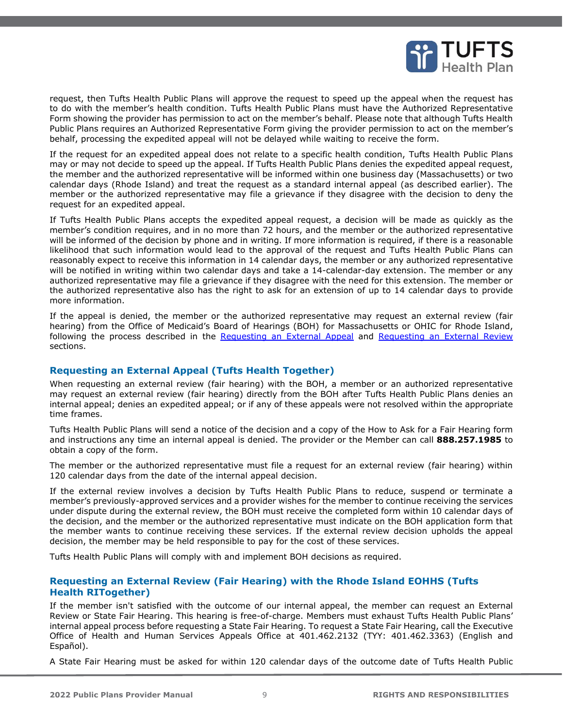request, then Tufts Health Public Plans will approve the request to speed up the appeal when the request has to do with the member's health condition. Tufts Health Public Plans must have the Authorized Representative Form showing the provider has permission to act on the member's behalf. Please note that although Tufts Health Public Plans requires an Authorized Representative Form giving the provider permission to act on the member's behalf, processing the expedited appeal will not be delayed while waiting to receive the form.

If the request for an expedited appeal does not relate to a specific health condition, Tufts Health Public Plans may or may not decide to speed up the appeal. If Tufts Health Public Plans denies the expedited appeal request, the member and the authorized representative will be informed within one business day (Massachusetts) or two calendar days (Rhode Island) and treat the request as a standard internal appeal (as described earlier). The member or the authorized representative may file a grievance if they disagree with the decision to deny the request for an expedited appeal.

If Tufts Health Public Plans accepts the expedited appeal request, a decision will be made as quickly as the member's condition requires, and in no more than 72 hours, and the member or the authorized representative will be informed of the decision by phone and in writing. If more information is required, if there is a reasonable likelihood that such information would lead to the approval of the request and Tufts Health Public Plans can reasonably expect to receive this information in 14 calendar days, the member or any authorized representative will be notified in writing within two calendar days and take a 14-calendar-day extension. The member or any authorized representative may file a grievance if they disagree with the need for this extension. The member or the authorized representative also has the right to ask for an extension of up to 14 calendar days to provide more information.

If the appeal is denied, the member or the authorized representative may request an external review (fair hearing) from the Office of Medicaid's Board of Hearings (BOH) for Massachusetts or OHIC for Rhode Island, following the process described in the Requesting an External Appeal and Requesting an External Review sections.

### Requesting an External Appeal (Tufts Health Together)

When requesting an external review (fair hearing) with the BOH, a member or an authorized representative may request an external review (fair hearing) directly from the BOH after Tufts Health Public Plans denies an internal appeal; denies an expedited appeal; or if any of these appeals were not resolved within the appropriate time frames.

Tufts Health Public Plans will send a notice of the decision and a copy of the How to Ask for a Fair Hearing form and instructions any time an internal appeal is denied. The provider or the Member can call **888.257.1985** to obtain a copy of the form.

The member or the authorized representative must file a request for an external review (fair hearing) within 120 calendar days from the date of the internal appeal decision.

If the external review involves a decision by Tufts Health Public Plans to reduce, suspend or terminate a member's previously-approved services and a provider wishes for the member to continue receiving the services under dispute during the external review, the BOH must receive the completed form within 10 calendar days of the decision, and the member or the authorized representative must indicate on the BOH application form that the member wants to continue receiving these services. If the external review decision upholds the appeal decision, the member may be held responsible to pay for the cost of these services.

Tufts Health Public Plans will comply with and implement BOH decisions as required.

### Requesting an External Review (Fair Hearing) with the Rhode Island EOHHS (Tufts Health RITogether)

If the member isn't satisfied with the outcome of our internal appeal, the member can request an External Review or State Fair Hearing. This hearing is free-of-charge. Members must exhaust Tufts Health Public Plans' internal appeal process before requesting a State Fair Hearing. To request a State Fair Hearing, call the Executive Office of Health and Human Services Appeals Office at 401.462.2132 (TYY: 401.462.3363) (English and Español).

A State Fair Hearing must be asked for within 120 calendar days of the outcome date of Tufts Health Public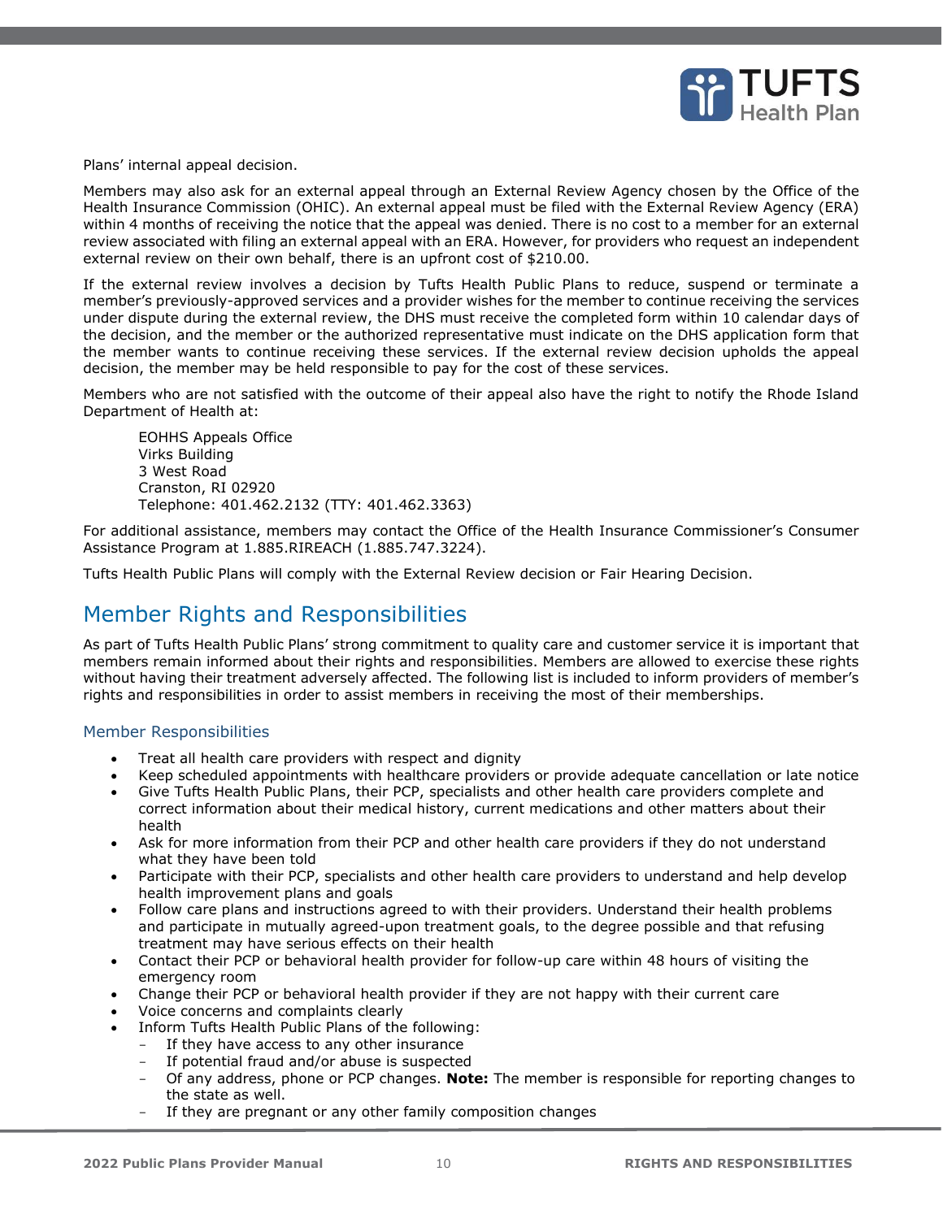Plans' internal appeal decision.

Members may also ask for an external appeal through an External Review Agency chosen by the Office of the Health Insurance Commission (OHIC). An external appeal must be filed with the External Review Agency (ERA) within 4 months of receiving the notice that the appeal was denied. There is no cost to a member for an external review associated with filing an external appeal with an ERA. However, for providers who request an independent external review on their own behalf, there is an upfront cost of $210.00.

If the external review involves a decision by Tufts Health Public Plans to reduce, suspend or terminate a member's previously-approved services and a provider wishes for the member to continue receiving the services under dispute during the external review, the DHS must receive the completed form within 10 calendar days of the decision, and the member or the authorized representative must indicate on the DHS application form that the member wants to continue receiving these services. If the external review decision upholds the appeal decision, the member may be held responsible to pay for the cost of these services.

Members who are not satisfied with the outcome of their appeal also have the right to notify the Rhode Island Department of Health at:

> EOHHS Appeals Office
> Virks Building
> 3 West Road
> Cranston, RI 02920
> Telephone: 401.462.2132 (TTY: 401.462.3363)

For additional assistance, members may contact the Office of the Health Insurance Commissioner's Consumer Assistance Program at 1.885.RIREACH (1.885.747.3224).

Tufts Health Public Plans will comply with the External Review decision or Fair Hearing Decision.

## Member Rights and Responsibilities

As part of Tufts Health Public Plans' strong commitment to quality care and customer service it is important that members remain informed about their rights and responsibilities. Members are allowed to exercise these rights without having their treatment adversely affected. The following list is included to inform providers of member's rights and responsibilities in order to assist members in receiving the most of their memberships.

### Member Responsibilities

- Treat all health care providers with respect and dignity
- Keep scheduled appointments with healthcare providers or provide adequate cancellation or late notice
- Give Tufts Health Public Plans, their PCP, specialists and other health care providers complete and correct information about their medical history, current medications and other matters about their health
- Ask for more information from their PCP and other health care providers if they do not understand what they have been told
- Participate with their PCP, specialists and other health care providers to understand and help develop health improvement plans and goals
- Follow care plans and instructions agreed to with their providers. Understand their health problems and participate in mutually agreed-upon treatment goals, to the degree possible and that refusing treatment may have serious effects on their health
- Contact their PCP or behavioral health provider for follow-up care within 48 hours of visiting the emergency room
- Change their PCP or behavioral health provider if they are not happy with their current care
- Voice concerns and complaints clearly
- Inform Tufts Health Public Plans of the following:
  - If they have access to any other insurance
  - If potential fraud and/or abuse is suspected
  - Of any address, phone or PCP changes. **Note:** The member is responsible for reporting changes to the state as well.
  - If they are pregnant or any other family composition changes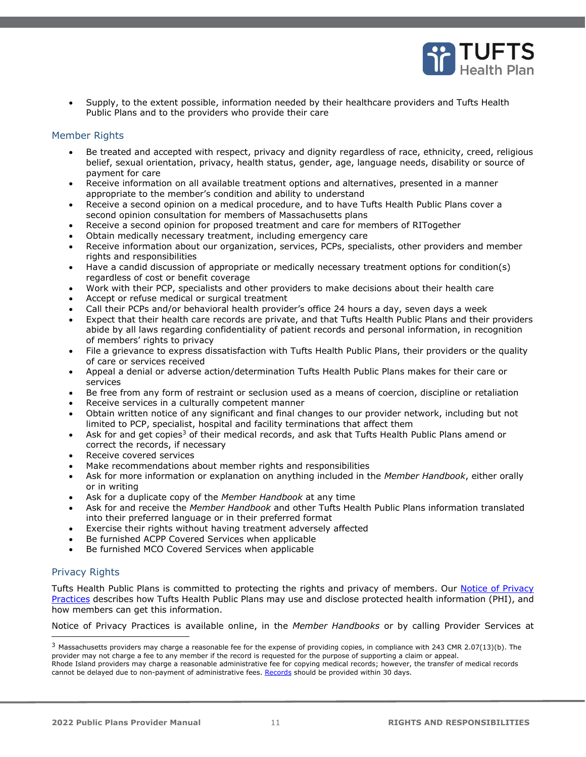- Supply, to the extent possible, information needed by their healthcare providers and Tufts Health Public Plans and to the providers who provide their care

## Member Rights

- Be treated and accepted with respect, privacy and dignity regardless of race, ethnicity, creed, religious belief, sexual orientation, privacy, health status, gender, age, language needs, disability or source of payment for care
- Receive information on all available treatment options and alternatives, presented in a manner appropriate to the member's condition and ability to understand
- Receive a second opinion on a medical procedure, and to have Tufts Health Public Plans cover a second opinion consultation for members of Massachusetts plans
- Receive a second opinion for proposed treatment and care for members of RITogether
- Obtain medically necessary treatment, including emergency care
- Receive information about our organization, services, PCPs, specialists, other providers and member rights and responsibilities
- Have a candid discussion of appropriate or medically necessary treatment options for condition(s) regardless of cost or benefit coverage
- Work with their PCP, specialists and other providers to make decisions about their health care
- Accept or refuse medical or surgical treatment
- Call their PCPs and/or behavioral health provider's office 24 hours a day, seven days a week
- Expect that their health care records are private, and that Tufts Health Public Plans and their providers abide by all laws regarding confidentiality of patient records and personal information, in recognition of members' rights to privacy
- File a grievance to express dissatisfaction with Tufts Health Public Plans, their providers or the quality of care or services received
- Appeal a denial or adverse action/determination Tufts Health Public Plans makes for their care or services
- Be free from any form of restraint or seclusion used as a means of coercion, discipline or retaliation
- Receive services in a culturally competent manner
- Obtain written notice of any significant and final changes to our provider network, including but not limited to PCP, specialist, hospital and facility terminations that affect them
- Ask for and get copies[3] of their medical records, and ask that Tufts Health Public Plans amend or correct the records, if necessary
- Receive covered services
- Make recommendations about member rights and responsibilities
- Ask for more information or explanation on anything included in the *Member Handbook*, either orally or in writing
- Ask for a duplicate copy of the *Member Handbook* at any time
- Ask for and receive the *Member Handbook* and other Tufts Health Public Plans information translated into their preferred language or in their preferred format
- Exercise their rights without having treatment adversely affected
- Be furnished ACPP Covered Services when applicable
- Be furnished MCO Covered Services when applicable

## Privacy Rights

Tufts Health Public Plans is committed to protecting the rights and privacy of members. Our Notice of Privacy Practices describes how Tufts Health Public Plans may use and disclose protected health information (PHI), and how members can get this information.

Notice of Privacy Practices is available online, in the *Member Handbooks* or by calling Provider Services at

---

[3] Massachusetts providers may charge a reasonable fee for the expense of providing copies, in compliance with 243 CMR 2.07(13)(b). The provider may not charge a fee to any member if the record is requested for the purpose of supporting a claim or appeal. Rhode Island providers may charge a reasonable administrative fee for copying medical records; however, the transfer of medical records cannot be delayed due to non-payment of administrative fees. Records should be provided within 30 days.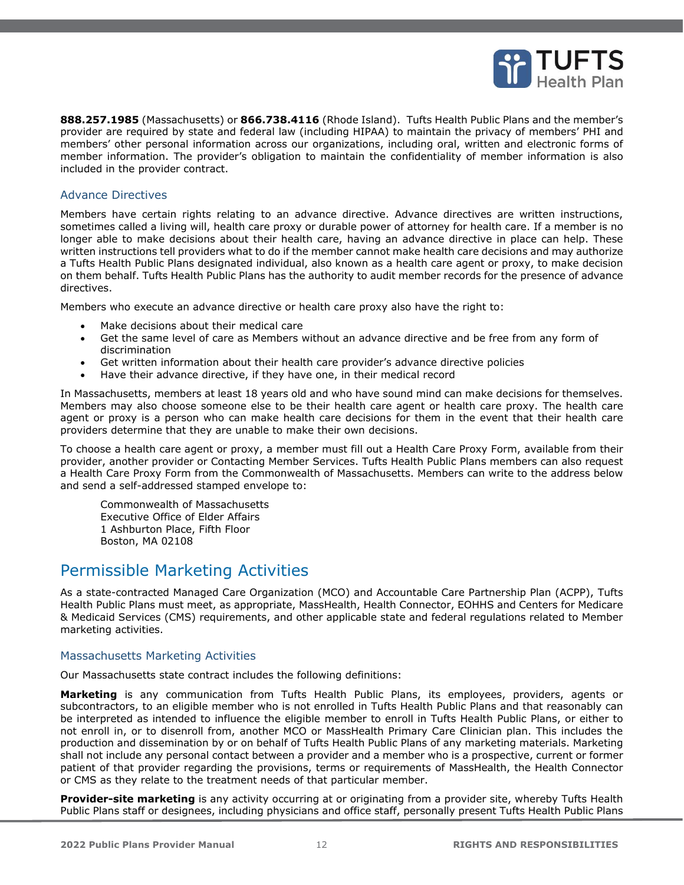**888.257.1985** (Massachusetts) or **866.738.4116** (Rhode Island). Tufts Health Public Plans and the member's provider are required by state and federal law (including HIPAA) to maintain the privacy of members' PHI and members' other personal information across our organizations, including oral, written and electronic forms of member information. The provider's obligation to maintain the confidentiality of member information is also included in the provider contract.

### Advance Directives

Members have certain rights relating to an advance directive. Advance directives are written instructions, sometimes called a living will, health care proxy or durable power of attorney for health care. If a member is no longer able to make decisions about their health care, having an advance directive in place can help. These written instructions tell providers what to do if the member cannot make health care decisions and may authorize a Tufts Health Public Plans designated individual, also known as a health care agent or proxy, to make decision on them behalf. Tufts Health Public Plans has the authority to audit member records for the presence of advance directives.

Members who execute an advance directive or health care proxy also have the right to:

- Make decisions about their medical care
- Get the same level of care as Members without an advance directive and be free from any form of discrimination
- Get written information about their health care provider's advance directive policies
- Have their advance directive, if they have one, in their medical record

In Massachusetts, members at least 18 years old and who have sound mind can make decisions for themselves. Members may also choose someone else to be their health care agent or health care proxy. The health care agent or proxy is a person who can make health care decisions for them in the event that their health care providers determine that they are unable to make their own decisions.

To choose a health care agent or proxy, a member must fill out a Health Care Proxy Form, available from their provider, another provider or Contacting Member Services. Tufts Health Public Plans members can also request a Health Care Proxy Form from the Commonwealth of Massachusetts. Members can write to the address below and send a self-addressed stamped envelope to:

Commonwealth of Massachusetts
Executive Office of Elder Affairs
1 Ashburton Place, Fifth Floor
Boston, MA 02108

## Permissible Marketing Activities

As a state-contracted Managed Care Organization (MCO) and Accountable Care Partnership Plan (ACPP), Tufts Health Public Plans must meet, as appropriate, MassHealth, Health Connector, EOHHS and Centers for Medicare & Medicaid Services (CMS) requirements, and other applicable state and federal regulations related to Member marketing activities.

### Massachusetts Marketing Activities

Our Massachusetts state contract includes the following definitions:

**Marketing** is any communication from Tufts Health Public Plans, its employees, providers, agents or subcontractors, to an eligible member who is not enrolled in Tufts Health Public Plans and that reasonably can be interpreted as intended to influence the eligible member to enroll in Tufts Health Public Plans, or either to not enroll in, or to disenroll from, another MCO or MassHealth Primary Care Clinician plan. This includes the production and dissemination by or on behalf of Tufts Health Public Plans of any marketing materials. Marketing shall not include any personal contact between a provider and a member who is a prospective, current or former patient of that provider regarding the provisions, terms or requirements of MassHealth, the Health Connector or CMS as they relate to the treatment needs of that particular member.

**Provider-site marketing** is any activity occurring at or originating from a provider site, whereby Tufts Health Public Plans staff or designees, including physicians and office staff, personally present Tufts Health Public Plans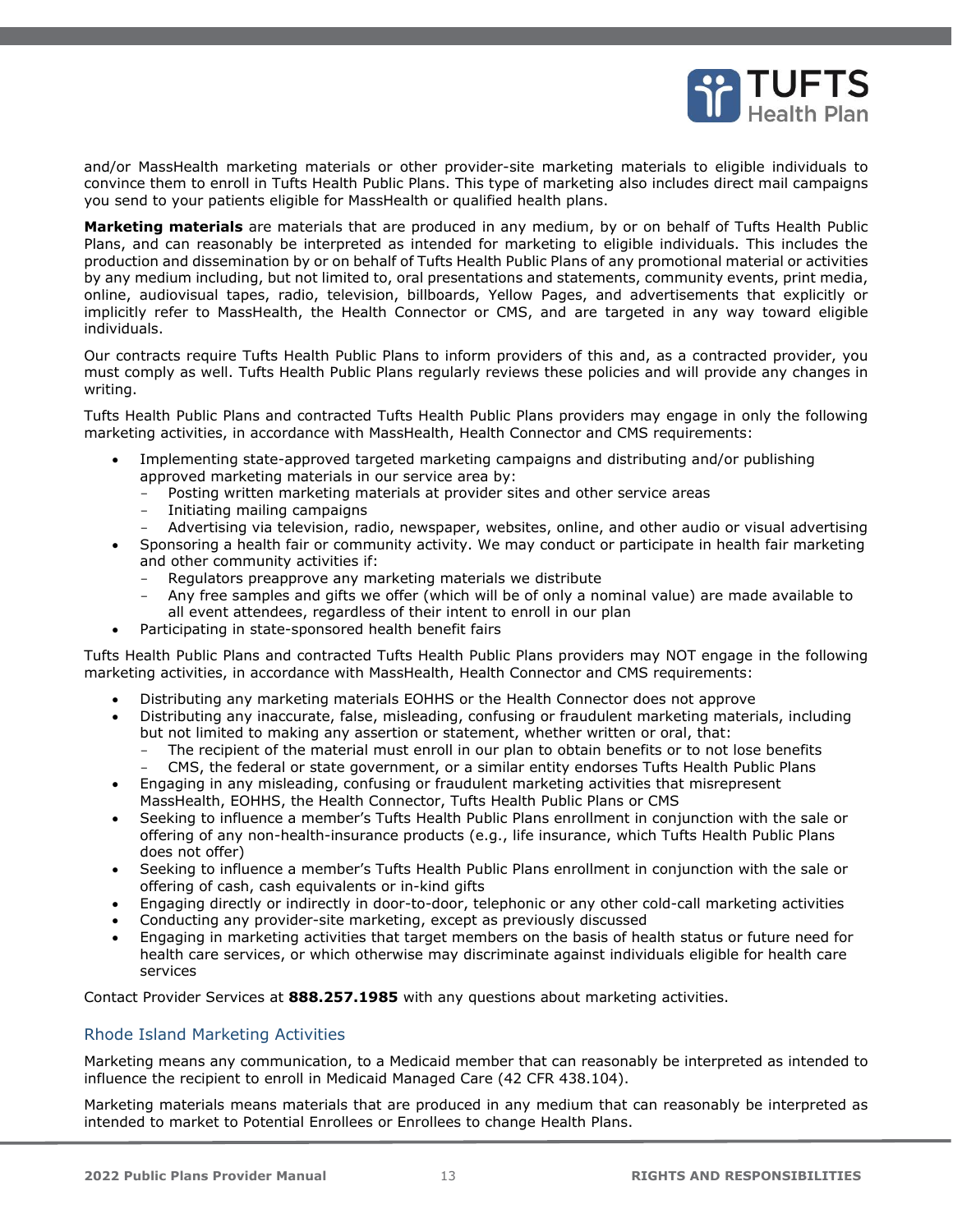and/or MassHealth marketing materials or other provider-site marketing materials to eligible individuals to convince them to enroll in Tufts Health Public Plans. This type of marketing also includes direct mail campaigns you send to your patients eligible for MassHealth or qualified health plans.

**Marketing materials** are materials that are produced in any medium, by or on behalf of Tufts Health Public Plans, and can reasonably be interpreted as intended for marketing to eligible individuals. This includes the production and dissemination by or on behalf of Tufts Health Public Plans of any promotional material or activities by any medium including, but not limited to, oral presentations and statements, community events, print media, online, audiovisual tapes, radio, television, billboards, Yellow Pages, and advertisements that explicitly or implicitly refer to MassHealth, the Health Connector or CMS, and are targeted in any way toward eligible individuals.

Our contracts require Tufts Health Public Plans to inform providers of this and, as a contracted provider, you must comply as well. Tufts Health Public Plans regularly reviews these policies and will provide any changes in writing.

Tufts Health Public Plans and contracted Tufts Health Public Plans providers may engage in only the following marketing activities, in accordance with MassHealth, Health Connector and CMS requirements:

- Implementing state-approved targeted marketing campaigns and distributing and/or publishing approved marketing materials in our service area by:
  - Posting written marketing materials at provider sites and other service areas
  - Initiating mailing campaigns
  - Advertising via television, radio, newspaper, websites, online, and other audio or visual advertising
- Sponsoring a health fair or community activity. We may conduct or participate in health fair marketing and other community activities if:
  - Regulators preapprove any marketing materials we distribute
  - Any free samples and gifts we offer (which will be of only a nominal value) are made available to all event attendees, regardless of their intent to enroll in our plan
- Participating in state-sponsored health benefit fairs

Tufts Health Public Plans and contracted Tufts Health Public Plans providers may NOT engage in the following marketing activities, in accordance with MassHealth, Health Connector and CMS requirements:

- Distributing any marketing materials EOHHS or the Health Connector does not approve
- Distributing any inaccurate, false, misleading, confusing or fraudulent marketing materials, including but not limited to making any assertion or statement, whether written or oral, that:
  - The recipient of the material must enroll in our plan to obtain benefits or to not lose benefits
  - CMS, the federal or state government, or a similar entity endorses Tufts Health Public Plans
- Engaging in any misleading, confusing or fraudulent marketing activities that misrepresent MassHealth, EOHHS, the Health Connector, Tufts Health Public Plans or CMS
- Seeking to influence a member's Tufts Health Public Plans enrollment in conjunction with the sale or offering of any non-health-insurance products (e.g., life insurance, which Tufts Health Public Plans does not offer)
- Seeking to influence a member's Tufts Health Public Plans enrollment in conjunction with the sale or offering of cash, cash equivalents or in-kind gifts
- Engaging directly or indirectly in door-to-door, telephonic or any other cold-call marketing activities
- Conducting any provider-site marketing, except as previously discussed
- Engaging in marketing activities that target members on the basis of health status or future need for health care services, or which otherwise may discriminate against individuals eligible for health care services

Contact Provider Services at **888.257.1985** with any questions about marketing activities.

## Rhode Island Marketing Activities

Marketing means any communication, to a Medicaid member that can reasonably be interpreted as intended to influence the recipient to enroll in Medicaid Managed Care (42 CFR 438.104).

Marketing materials means materials that are produced in any medium that can reasonably be interpreted as intended to market to Potential Enrollees or Enrollees to change Health Plans.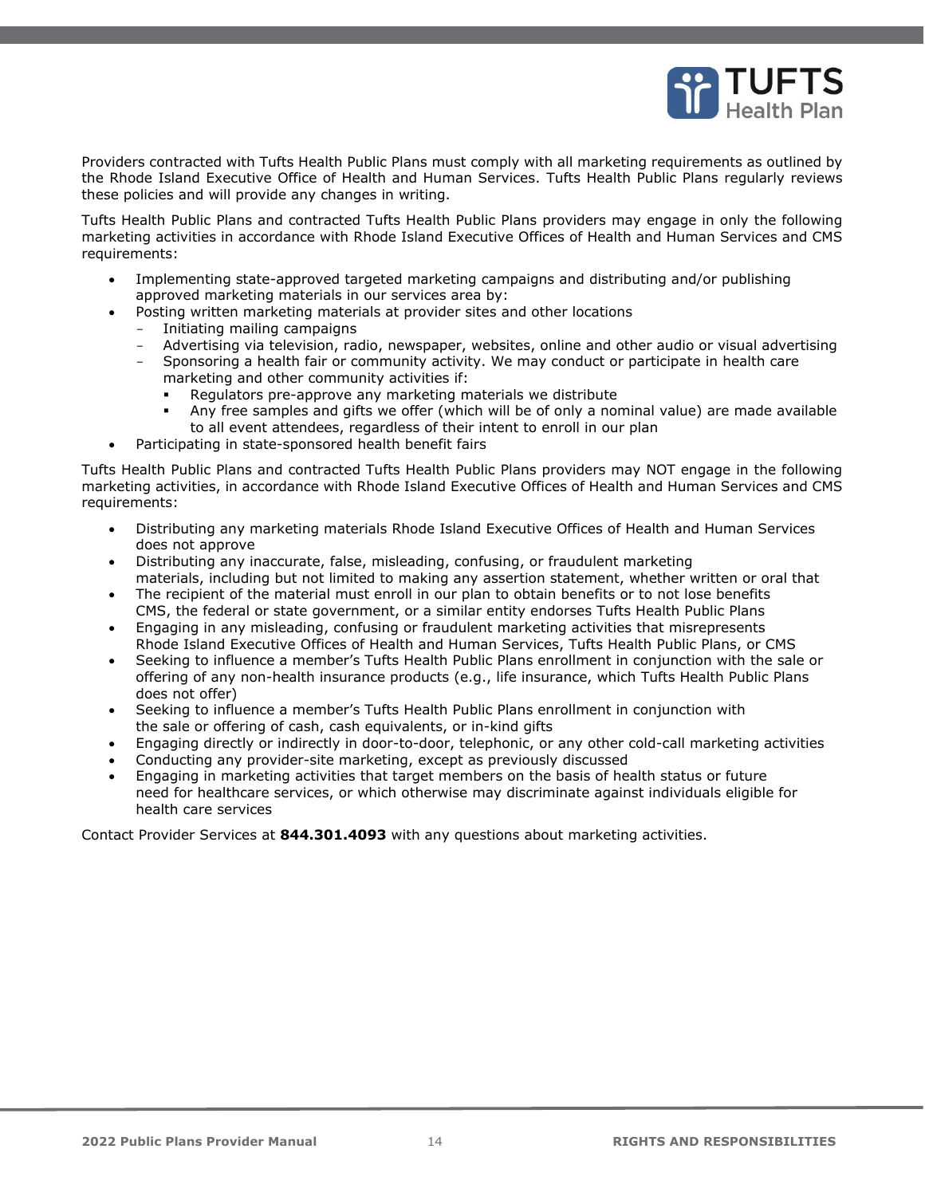Providers contracted with Tufts Health Public Plans must comply with all marketing requirements as outlined by the Rhode Island Executive Office of Health and Human Services. Tufts Health Public Plans regularly reviews these policies and will provide any changes in writing.

Tufts Health Public Plans and contracted Tufts Health Public Plans providers may engage in only the following marketing activities in accordance with Rhode Island Executive Offices of Health and Human Services and CMS requirements:

- Implementing state-approved targeted marketing campaigns and distributing and/or publishing approved marketing materials in our services area by:
- Posting written marketing materials at provider sites and other locations
  - Initiating mailing campaigns
  - Advertising via television, radio, newspaper, websites, online and other audio or visual advertising
  - Sponsoring a health fair or community activity. We may conduct or participate in health care marketing and other community activities if:
    - Regulators pre-approve any marketing materials we distribute
    - Any free samples and gifts we offer (which will be of only a nominal value) are made available to all event attendees, regardless of their intent to enroll in our plan
- Participating in state-sponsored health benefit fairs

Tufts Health Public Plans and contracted Tufts Health Public Plans providers may NOT engage in the following marketing activities, in accordance with Rhode Island Executive Offices of Health and Human Services and CMS requirements:

- Distributing any marketing materials Rhode Island Executive Offices of Health and Human Services does not approve
- Distributing any inaccurate, false, misleading, confusing, or fraudulent marketing materials, including but not limited to making any assertion statement, whether written or oral that
- The recipient of the material must enroll in our plan to obtain benefits or to not lose benefits CMS, the federal or state government, or a similar entity endorses Tufts Health Public Plans
- Engaging in any misleading, confusing or fraudulent marketing activities that misrepresents Rhode Island Executive Offices of Health and Human Services, Tufts Health Public Plans, or CMS
- Seeking to influence a member's Tufts Health Public Plans enrollment in conjunction with the sale or offering of any non-health insurance products (e.g., life insurance, which Tufts Health Public Plans does not offer)
- Seeking to influence a member's Tufts Health Public Plans enrollment in conjunction with the sale or offering of cash, cash equivalents, or in-kind gifts
- Engaging directly or indirectly in door-to-door, telephonic, or any other cold-call marketing activities
- Conducting any provider-site marketing, except as previously discussed
- Engaging in marketing activities that target members on the basis of health status or future need for healthcare services, or which otherwise may discriminate against individuals eligible for health care services

Contact Provider Services at **844.301.4093** with any questions about marketing activities.